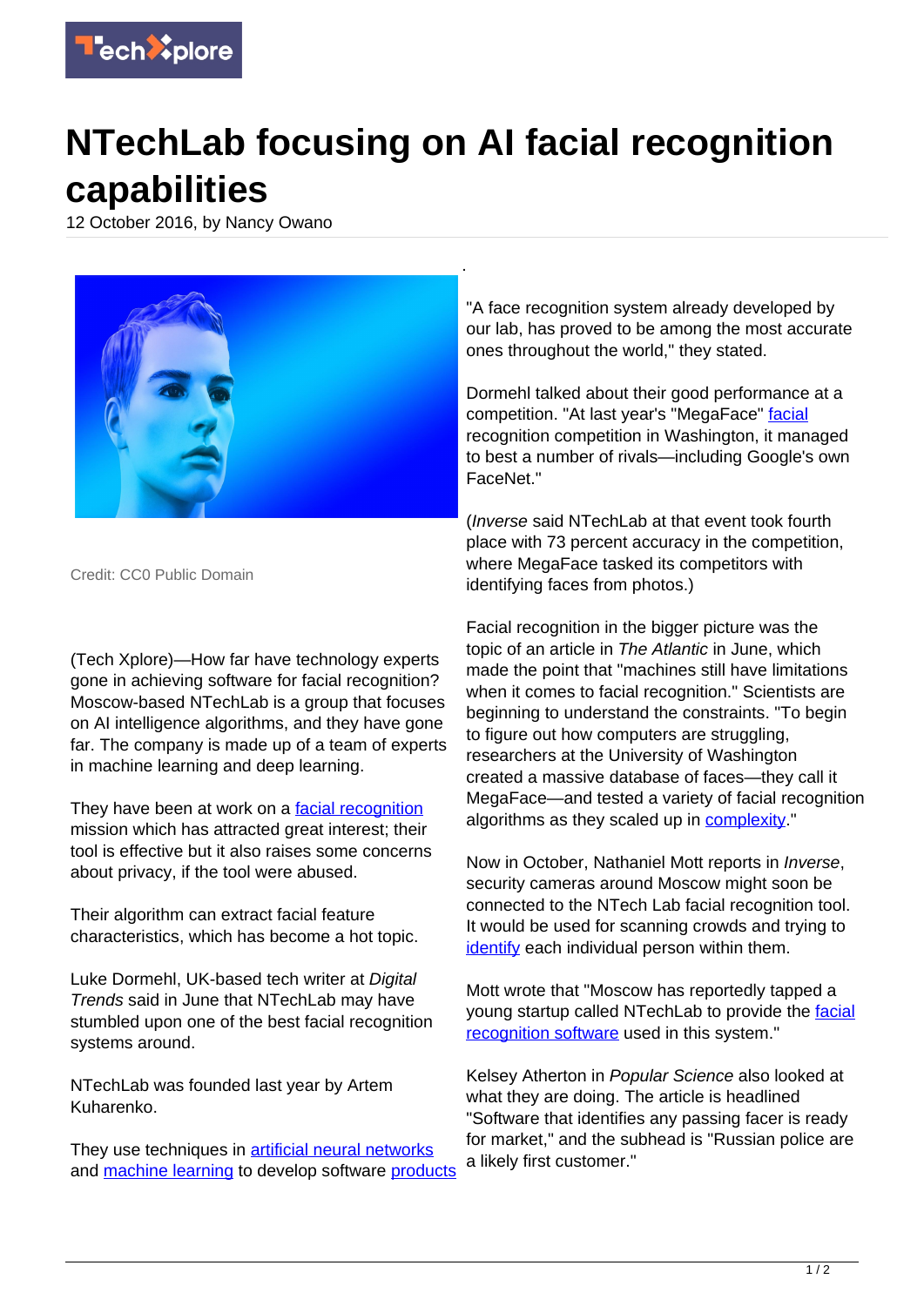# NTechLab focusing on AI facial recognition capabilities

12 October 2016, by Nancy Owano

Credit: CC0 Public Domain

(Tech Xplore)—How far have technology experts gone in achieving software for facial recognition? Moscow-based NTechLab is a group that focuses on AI intelligence algorithms, and they have gone far. The company is made up of a team of experts in machine learning and deep learning.

They have been at work on a facial recognition mission which has attracted great interest; their tool is effective but it also raises some concerns about privacy, if the tool were abused.

Their algorithm can extract facial feature characteristics, which has become a hot topic.

Luke Dormehl, UK-based tech writer at *Digital Trends* said in June that NTechLab may have stumbled upon one of the best facial recognition systems around.

NTechLab was founded last year by Artem Kuharenko.

They use techniques in artificial neural networks and machine learning to develop software products.

"A face recognition system already developed by our lab, has proved to be among the most accurate ones throughout the world," they stated.

Dormehl talked about their good performance at a competition. "At last year's "MegaFace" facial recognition competition in Washington, it managed to best a number of rivals—including Google's own FaceNet."

(*Inverse* said NTechLab at that event took fourth place with 73 percent accuracy in the competition, where MegaFace tasked its competitors with identifying faces from photos.)

Facial recognition in the bigger picture was the topic of an article in *The Atlantic* in June, which made the point that "machines still have limitations when it comes to facial recognition." Scientists are beginning to understand the constraints. "To begin to figure out how computers are struggling, researchers at the University of Washington created a massive database of faces—they call it MegaFace—and tested a variety of facial recognition algorithms as they scaled up in complexity."

Now in October, Nathaniel Mott reports in *Inverse*, security cameras around Moscow might soon be connected to the NTech Lab facial recognition tool. It would be used for scanning crowds and trying to identify each individual person within them.

Mott wrote that "Moscow has reportedly tapped a young startup called NTechLab to provide the facial recognition software used in this system."

Kelsey Atherton in *Popular Science* also looked at what they are doing. The article is headlined "Software that identifies any passing facer is ready for market," and the subhead is "Russian police are a likely first customer."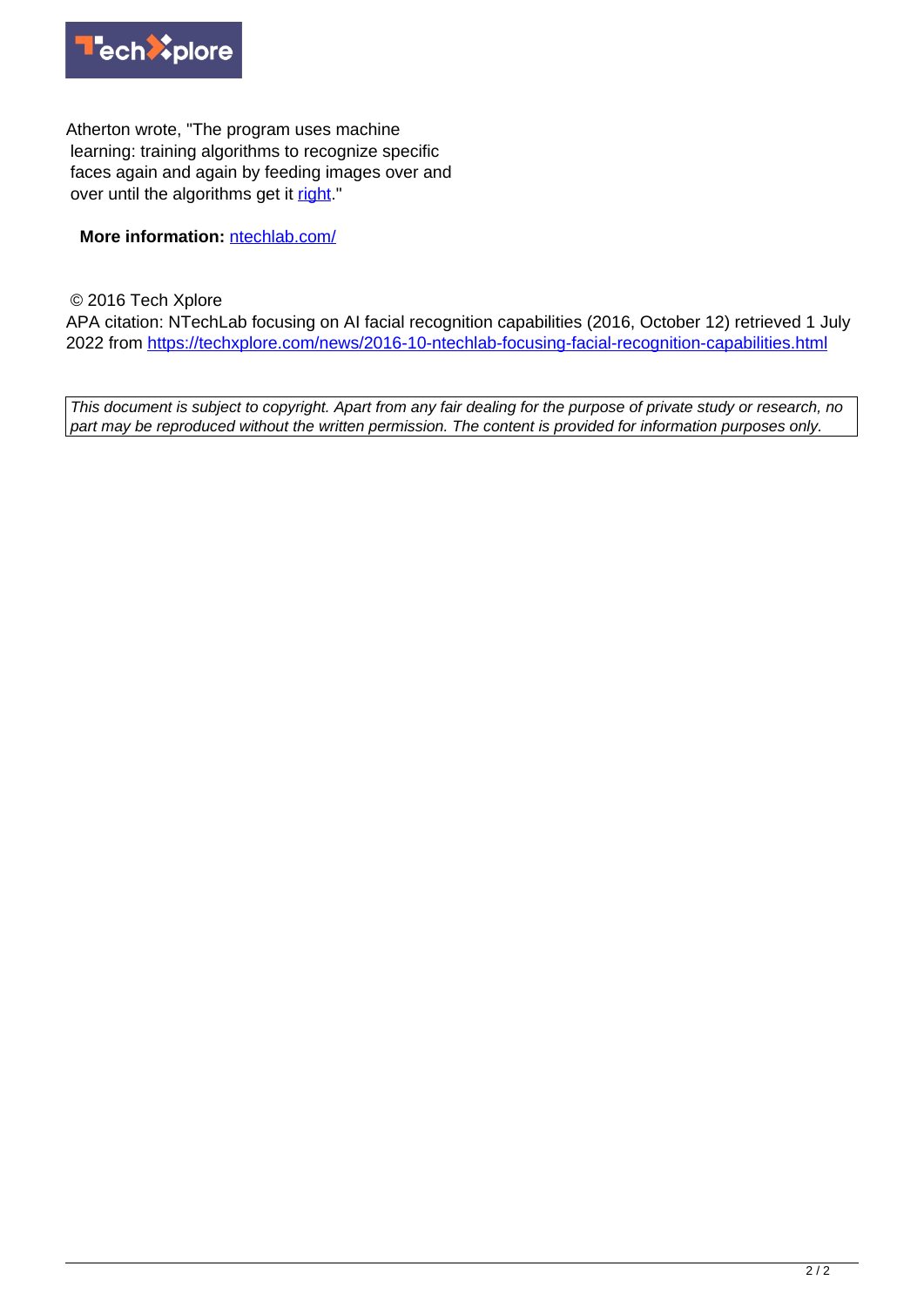Atherton wrote, "The program uses machine learning: training algorithms to recognize specific faces again and again by feeding images over and over until the algorithms get it right."

**More information:** ntechlab.com/

© 2016 Tech Xplore

APA citation: NTechLab focusing on AI facial recognition capabilities (2016, October 12) retrieved 1 July 2022 from https://techxplore.com/news/2016-10-ntechlab-focusing-facial-recognition-capabilities.html

*This document is subject to copyright. Apart from any fair dealing for the purpose of private study or research, no part may be reproduced without the written permission. The content is provided for information purposes only.*